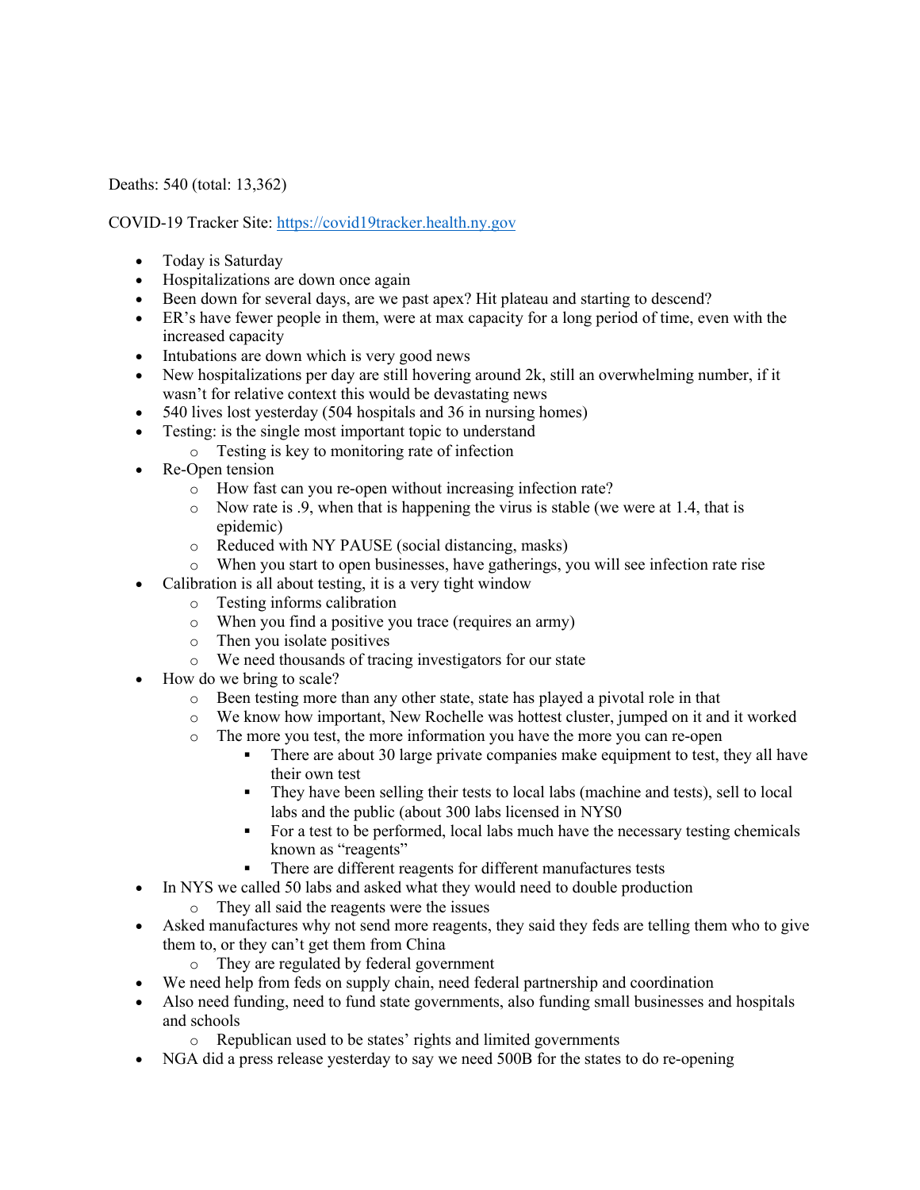Deaths: 540 (total: 13,362)

COVID-19 Tracker Site: https://covid19tracker.health.ny.gov

- Today is Saturday
- Hospitalizations are down once again
- Been down for several days, are we past apex? Hit plateau and starting to descend?
- ER's have fewer people in them, were at max capacity for a long period of time, even with the increased capacity
- Intubations are down which is very good news
- New hospitalizations per day are still hovering around 2k, still an overwhelming number, if it wasn't for relative context this would be devastating news
- 540 lives lost yesterday (504 hospitals and 36 in nursing homes)
- Testing: is the single most important topic to understand
  - Testing is key to monitoring rate of infection
- Re-Open tension
  - How fast can you re-open without increasing infection rate?
  - Now rate is .9, when that is happening the virus is stable (we were at 1.4, that is epidemic)
  - Reduced with NY PAUSE (social distancing, masks)
  - When you start to open businesses, have gatherings, you will see infection rate rise
- Calibration is all about testing, it is a very tight window
  - Testing informs calibration
  - When you find a positive you trace (requires an army)
  - Then you isolate positives
  - We need thousands of tracing investigators for our state
- How do we bring to scale?
  - Been testing more than any other state, state has played a pivotal role in that
  - We know how important, New Rochelle was hottest cluster, jumped on it and it worked
  - The more you test, the more information you have the more you can re-open
    - There are about 30 large private companies make equipment to test, they all have their own test
    - They have been selling their tests to local labs (machine and tests), sell to local labs and the public (about 300 labs licensed in NYS0
    - For a test to be performed, local labs much have the necessary testing chemicals known as "reagents"
    - There are different reagents for different manufactures tests
- In NYS we called 50 labs and asked what they would need to double production
  - They all said the reagents were the issues
- Asked manufactures why not send more reagents, they said they feds are telling them who to give them to, or they can't get them from China
  - They are regulated by federal government
- We need help from feds on supply chain, need federal partnership and coordination
- Also need funding, need to fund state governments, also funding small businesses and hospitals and schools
  - Republican used to be states' rights and limited governments
- NGA did a press release yesterday to say we need 500B for the states to do re-opening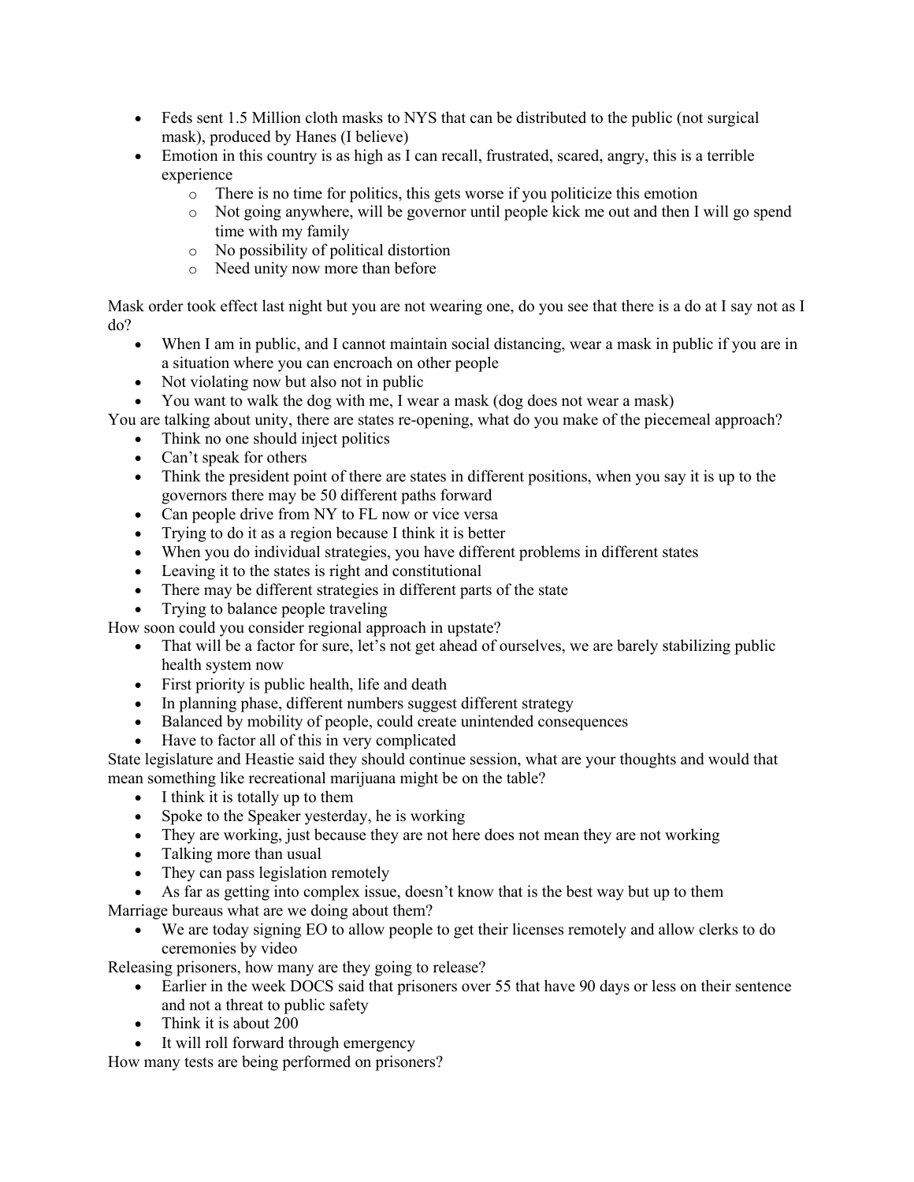- Feds sent 1.5 Million cloth masks to NYS that can be distributed to the public (not surgical mask), produced by Hanes (I believe)
- Emotion in this country is as high as I can recall, frustrated, scared, angry, this is a terrible experience
    - There is no time for politics, this gets worse if you politicize this emotion
    - Not going anywhere, will be governor until people kick me out and then I will go spend time with my family
    - No possibility of political distortion
    - Need unity now more than before

Mask order took effect last night but you are not wearing one, do you see that there is a do at I say not as I do?

- When I am in public, and I cannot maintain social distancing, wear a mask in public if you are in a situation where you can encroach on other people
- Not violating now but also not in public
- You want to walk the dog with me, I wear a mask (dog does not wear a mask)

You are talking about unity, there are states re-opening, what do you make of the piecemeal approach?

- Think no one should inject politics
- Can't speak for others
- Think the president point of there are states in different positions, when you say it is up to the governors there may be 50 different paths forward
- Can people drive from NY to FL now or vice versa
- Trying to do it as a region because I think it is better
- When you do individual strategies, you have different problems in different states
- Leaving it to the states is right and constitutional
- There may be different strategies in different parts of the state
- Trying to balance people traveling

How soon could you consider regional approach in upstate?

- That will be a factor for sure, let's not get ahead of ourselves, we are barely stabilizing public health system now
- First priority is public health, life and death
- In planning phase, different numbers suggest different strategy
- Balanced by mobility of people, could create unintended consequences
- Have to factor all of this in very complicated

State legislature and Heastie said they should continue session, what are your thoughts and would that mean something like recreational marijuana might be on the table?

- I think it is totally up to them
- Spoke to the Speaker yesterday, he is working
- They are working, just because they are not here does not mean they are not working
- Talking more than usual
- They can pass legislation remotely
- As far as getting into complex issue, doesn't know that is the best way but up to them

Marriage bureaus what are we doing about them?

- We are today signing EO to allow people to get their licenses remotely and allow clerks to do ceremonies by video

Releasing prisoners, how many are they going to release?

- Earlier in the week DOCS said that prisoners over 55 that have 90 days or less on their sentence and not a threat to public safety
- Think it is about 200
- It will roll forward through emergency

How many tests are being performed on prisoners?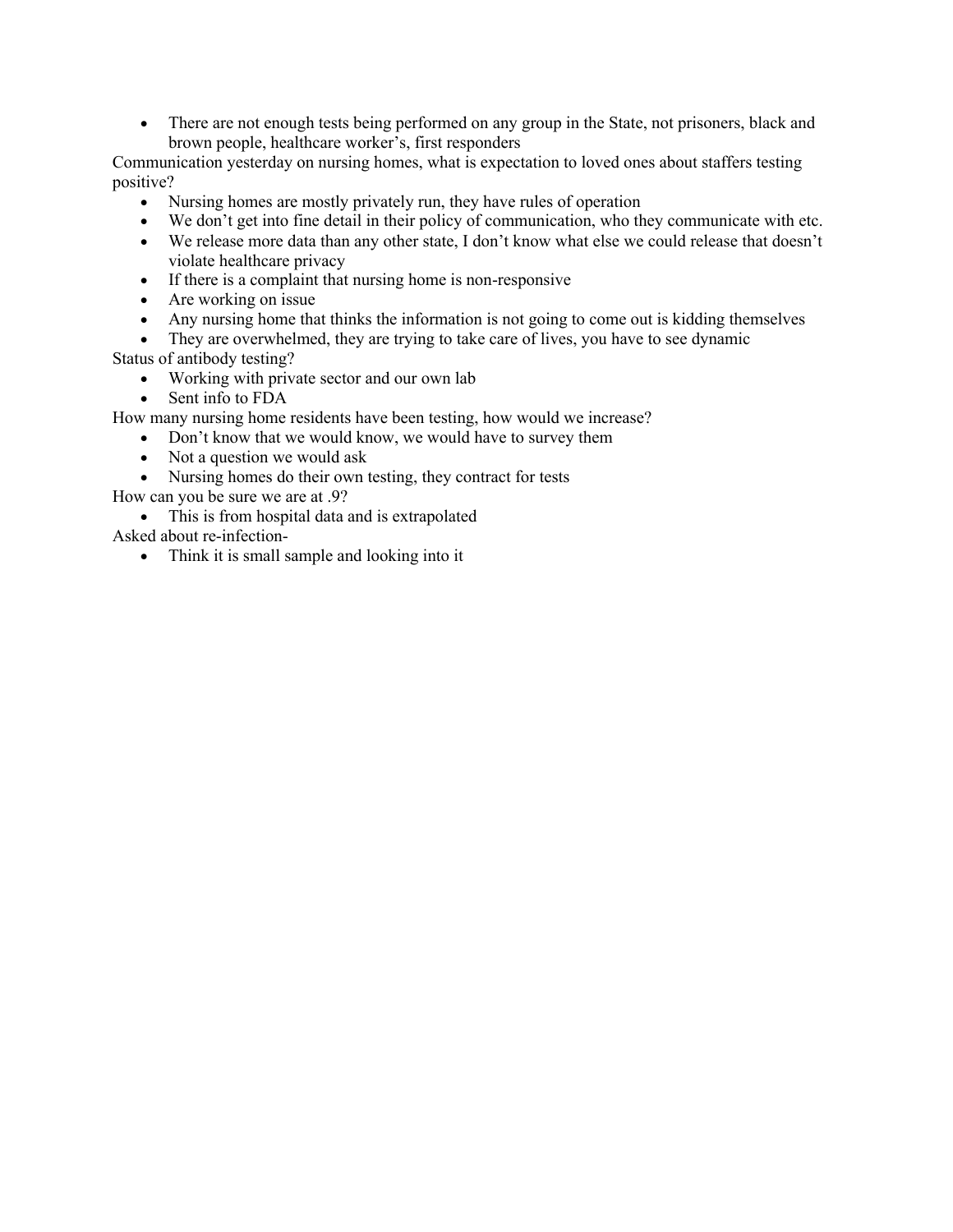- There are not enough tests being performed on any group in the State, not prisoners, black and brown people, healthcare worker's, first responders

Communication yesterday on nursing homes, what is expectation to loved ones about staffers testing positive?

- Nursing homes are mostly privately run, they have rules of operation
- We don't get into fine detail in their policy of communication, who they communicate with etc.
- We release more data than any other state, I don't know what else we could release that doesn't violate healthcare privacy
- If there is a complaint that nursing home is non-responsive
- Are working on issue
- Any nursing home that thinks the information is not going to come out is kidding themselves
- They are overwhelmed, they are trying to take care of lives, you have to see dynamic

Status of antibody testing?

- Working with private sector and our own lab
- Sent info to FDA

How many nursing home residents have been testing, how would we increase?

- Don't know that we would know, we would have to survey them
- Not a question we would ask
- Nursing homes do their own testing, they contract for tests

How can you be sure we are at .9?

- This is from hospital data and is extrapolated

Asked about re-infection-

- Think it is small sample and looking into it